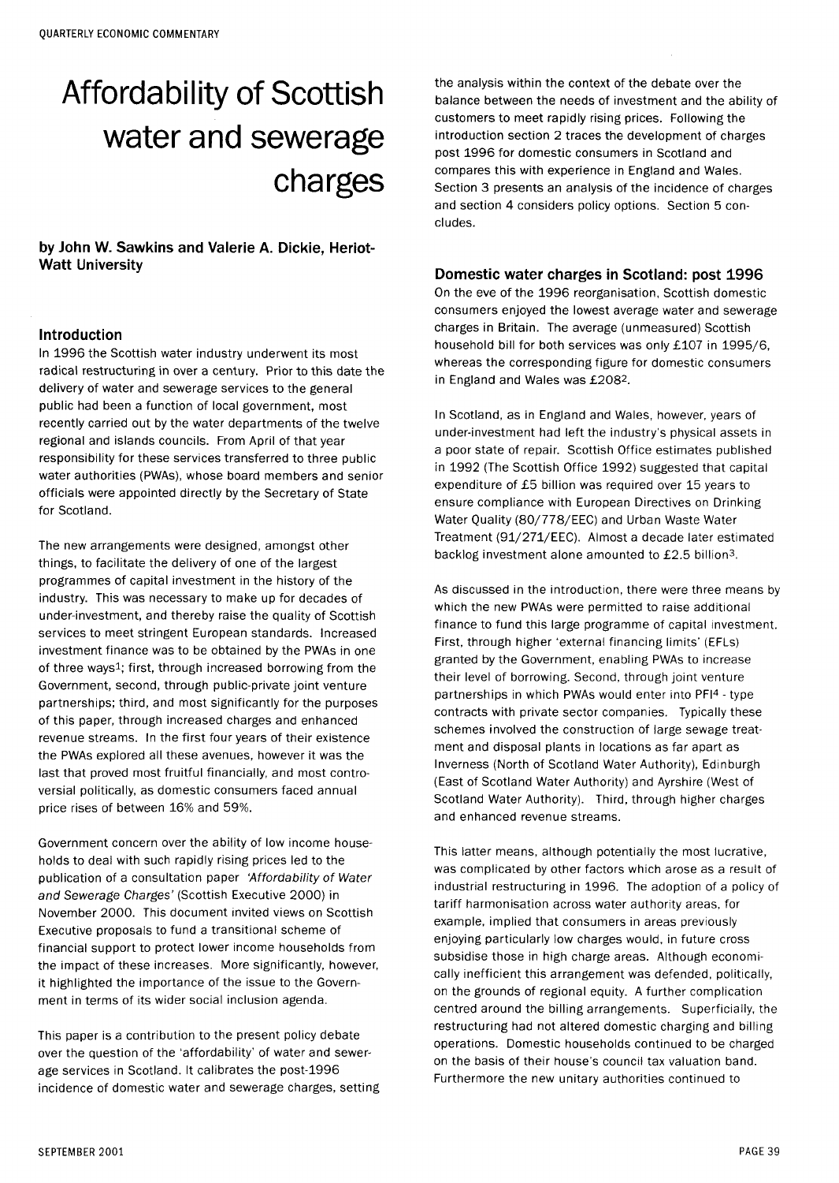# Affordability of Scottish water and sewerage charges

**by John W. Sawkins and Valerie A. Dickie, Heriot-Watt University**

## Introduction

In 1996 the Scottish water industry underwent its most radical restructuring in over a century. Prior to this date the delivery of water and sewerage services to the general public had been a function of local government, most recently carried out by the water departments of the twelve regional and islands councils. From April of that year responsibility for these services transferred to three public water authorities (PWAs), whose board members and senior officials were appointed directly by the Secretary of State for Scotland.

The new arrangements were designed, amongst other things, to facilitate the delivery of one of the largest programmes of capital investment in the history of the industry. This was necessary to make up for decades of under-investment, and thereby raise the quality of Scottish services to meet stringent European standards. Increased investment finance was to be obtained by the PWAs in one of three ways[1]; first, through increased borrowing from the Government, second, through public-private joint venture partnerships; third, and most significantly for the purposes of this paper, through increased charges and enhanced revenue streams. In the first four years of their existence the PWAs explored all these avenues, however it was the last that proved most fruitful financially, and most controversial politically, as domestic consumers faced annual price rises of between 16% and 59%.

Government concern over the ability of low income households to deal with such rapidly rising prices led to the publication of a consultation paper *'Affordability of Water and Sewerage Charges'* (Scottish Executive 2000) in November 2000. This document invited views on Scottish Executive proposals to fund a transitional scheme of financial support to protect lower income households from the impact of these increases. More significantly, however, it highlighted the importance of the issue to the Government in terms of its wider social inclusion agenda.

This paper is a contribution to the present policy debate over the question of the 'affordability' of water and sewerage services in Scotland. It calibrates the post-1996 incidence of domestic water and sewerage charges, setting the analysis within the context of the debate over the balance between the needs of investment and the ability of customers to meet rapidly rising prices. Following the introduction section 2 traces the development of charges post 1996 for domestic consumers in Scotland and compares this with experience in England and Wales. Section 3 presents an analysis of the incidence of charges and section 4 considers policy options. Section 5 concludes.

## Domestic water charges in Scotland: post 1996

On the eve of the 1996 reorganisation, Scottish domestic consumers enjoyed the lowest average water and sewerage charges in Britain. The average (unmeasured) Scottish household bill for both services was only £107 in 1995/6, whereas the corresponding figure for domestic consumers in England and Wales was £208[2].

In Scotland, as in England and Wales, however, years of under-investment had left the industry's physical assets in a poor state of repair. Scottish Office estimates published in 1992 (The Scottish Office 1992) suggested that capital expenditure of £5 billion was required over 15 years to ensure compliance with European Directives on Drinking Water Quality (80/778/EEC) and Urban Waste Water Treatment (91/271/EEC). Almost a decade later estimated backlog investment alone amounted to £2.5 billion[3].

As discussed in the introduction, there were three means by which the new PWAs were permitted to raise additional finance to fund this large programme of capital investment. First, through higher 'external financing limits' (EFLs) granted by the Government, enabling PWAs to increase their level of borrowing. Second, through joint venture partnerships in which PWAs would enter into PFI[4] - type contracts with private sector companies. Typically these schemes involved the construction of large sewage treatment and disposal plants in locations as far apart as Inverness (North of Scotland Water Authority), Edinburgh (East of Scotland Water Authority) and Ayrshire (West of Scotland Water Authority). Third, through higher charges and enhanced revenue streams.

This latter means, although potentially the most lucrative, was complicated by other factors which arose as a result of industrial restructuring in 1996. The adoption of a policy of tariff harmonisation across water authority areas, for example, implied that consumers in areas previously enjoying particularly low charges would, in future cross subsidise those in high charge areas. Although economically inefficient this arrangement was defended, politically, on the grounds of regional equity. A further complication centred around the billing arrangements. Superficially, the restructuring had not altered domestic charging and billing operations. Domestic households continued to be charged on the basis of their house's council tax valuation band. Furthermore the new unitary authorities continued to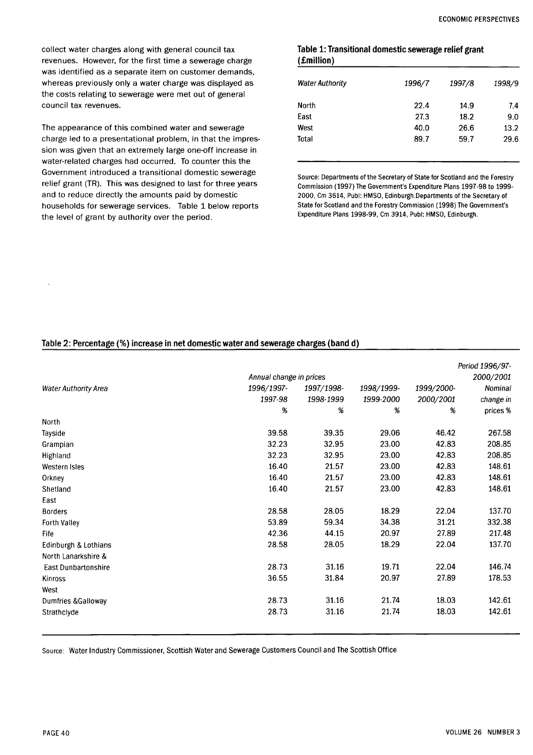collect water charges along with general council tax revenues. However, for the first time a sewerage charge was identified as a separate item on customer demands, whereas previously only a water charge was displayed as the costs relating to sewerage were met out of general council tax revenues.

The appearance of this combined water and sewerage charge led to a presentational problem, in that the impression was given that an extremely large one-off increase in water-related charges had occurred. To counter this the Government introduced a transitional domestic sewerage relief grant (TR). This was designed to last for three years and to reduce directly the amounts paid by domestic households for sewerage services. Table 1 below reports the level of grant by authority over the period.

**Table 1: Transitional domestic sewerage relief grant (£million)**

| *Water Authority* | *1996/7* | *1997/8* | *1998/9* |
|---|---|---|---|
| North | 22.4 | 14.9 | 7.4 |
| East | 27.3 | 18.2 | 9.0 |
| West | 40.0 | 26.6 | 13.2 |
| Total | 89.7 | 59.7 | 29.6 |

Source: Departments of the Secretary of State for Scotland and the Forestry Commission (1997) The Government's Expenditure Plans 1997-98 to 1999-2000, Cm 3614, Publ: HMSO, Edinburgh.Departments of the Secretary of State for Scotland and the Forestry Commission (1998) The Government's Expenditure Plans 1998-99, Cm 3914, Publ: HMSO, Edinburgh.

**Table 2: Percentage (%) increase in net domestic water and sewerage charges (band d)**

| *Water Authority Area* | *Annual change in prices* 1996/1997-1997-98 % | 1997/1998-1998-1999 % | 1998/1999-1999-2000 % | 1999/2000-2000/2001 % | *Period 1996/97-2000/2001 Nominal change in prices %* |
|---|---|---|---|---|---|
| North | | | | | |
| Tayside | 39.58 | 39.35 | 29.06 | 46.42 | 267.58 |
| Grampian | 32.23 | 32.95 | 23.00 | 42.83 | 208.85 |
| Highland | 32.23 | 32.95 | 23.00 | 42.83 | 208.85 |
| Western Isles | 16.40 | 21.57 | 23.00 | 42.83 | 148.61 |
| Orkney | 16.40 | 21.57 | 23.00 | 42.83 | 148.61 |
| Shetland | 16.40 | 21.57 | 23.00 | 42.83 | 148.61 |
| East | | | | | |
| Borders | 28.58 | 28.05 | 18.29 | 22.04 | 137.70 |
| Forth Valley | 53.89 | 59.34 | 34.38 | 31.21 | 332.38 |
| Fife | 42.36 | 44.15 | 20.97 | 27.89 | 217.48 |
| Edinburgh & Lothians | 28.58 | 28.05 | 18.29 | 22.04 | 137.70 |
| North Lanarkshire & East Dunbartonshire | 28.73 | 31.16 | 19.71 | 22.04 | 146.74 |
| Kinross | 36.55 | 31.84 | 20.97 | 27.89 | 178.53 |
| West | | | | | |
| Dumfries &Galloway | 28.73 | 31.16 | 21.74 | 18.03 | 142.61 |
| Strathclyde | 28.73 | 31.16 | 21.74 | 18.03 | 142.61 |

Source: Water Industry Commissioner, Scottish Water and Sewerage Customers Council and The Scottish Office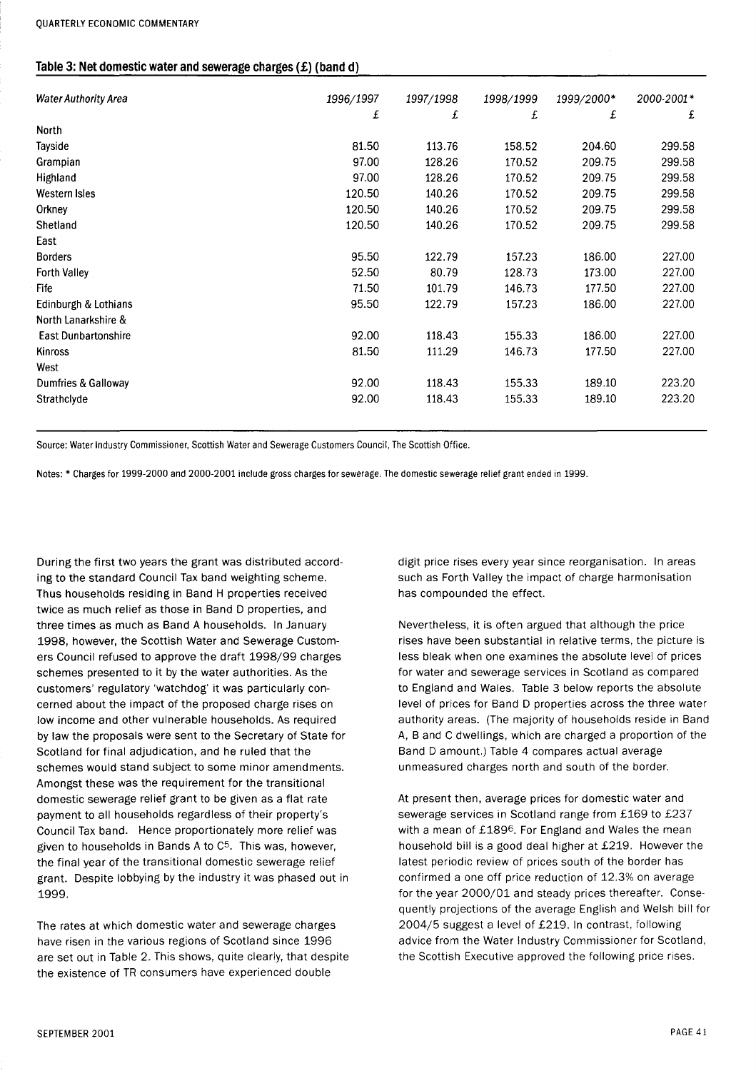### Table 3: Net domestic water and sewerage charges (£) (band d)

| Water Authority Area | 1996/1997 | 1997/1998 | 1998/1999 | 1999/2000* | 2000-2001* |
|---|---|---|---|---|---|
| | £ | £ | £ | £ | £ |
| North | | | | | |
| Tayside | 81.50 | 113.76 | 158.52 | 204.60 | 299.58 |
| Grampian | 97.00 | 128.26 | 170.52 | 209.75 | 299.58 |
| Highland | 97.00 | 128.26 | 170.52 | 209.75 | 299.58 |
| Western Isles | 120.50 | 140.26 | 170.52 | 209.75 | 299.58 |
| Orkney | 120.50 | 140.26 | 170.52 | 209.75 | 299.58 |
| Shetland | 120.50 | 140.26 | 170.52 | 209.75 | 299.58 |
| East | | | | | |
| Borders | 95.50 | 122.79 | 157.23 | 186.00 | 227.00 |
| Forth Valley | 52.50 | 80.79 | 128.73 | 173.00 | 227.00 |
| Fife | 71.50 | 101.79 | 146.73 | 177.50 | 227.00 |
| Edinburgh & Lothians | 95.50 | 122.79 | 157.23 | 186.00 | 227.00 |
| North Lanarkshire & East Dunbartonshire | 92.00 | 118.43 | 155.33 | 186.00 | 227.00 |
| Kinross | 81.50 | 111.29 | 146.73 | 177.50 | 227.00 |
| West | | | | | |
| Dumfries & Galloway | 92.00 | 118.43 | 155.33 | 189.10 | 223.20 |
| Strathclyde | 92.00 | 118.43 | 155.33 | 189.10 | 223.20 |

Source: Water Industry Commissioner, Scottish Water and Sewerage Customers Council, The Scottish Office.

Notes: * Charges for 1999-2000 and 2000-2001 include gross charges for sewerage. The domestic sewerage relief grant ended in 1999.

During the first two years the grant was distributed according to the standard Council Tax band weighting scheme. Thus households residing in Band H properties received twice as much relief as those in Band D properties, and three times as much as Band A households. In January 1998, however, the Scottish Water and Sewerage Customers Council refused to approve the draft 1998/99 charges schemes presented to it by the water authorities. As the customers' regulatory 'watchdog' it was particularly concerned about the impact of the proposed charge rises on low income and other vulnerable households. As required by law the proposals were sent to the Secretary of State for Scotland for final adjudication, and he ruled that the schemes would stand subject to some minor amendments. Amongst these was the requirement for the transitional domestic sewerage relief grant to be given as a flat rate payment to all households regardless of their property's Council Tax band. Hence proportionately more relief was given to households in Bands A to C[5]. This was, however, the final year of the transitional domestic sewerage relief grant. Despite lobbying by the industry it was phased out in 1999.

The rates at which domestic water and sewerage charges have risen in the various regions of Scotland since 1996 are set out in Table 2. This shows, quite clearly, that despite the existence of TR consumers have experienced double digit price rises every year since reorganisation. In areas such as Forth Valley the impact of charge harmonisation has compounded the effect.

Nevertheless, it is often argued that although the price rises have been substantial in relative terms, the picture is less bleak when one examines the absolute level of prices for water and sewerage services in Scotland as compared to England and Wales. Table 3 below reports the absolute level of prices for Band D properties across the three water authority areas. (The majority of households reside in Band A, B and C dwellings, which are charged a proportion of the Band D amount.) Table 4 compares actual average unmeasured charges north and south of the border.

At present then, average prices for domestic water and sewerage services in Scotland range from £169 to £237 with a mean of £189[6]. For England and Wales the mean household bill is a good deal higher at £219. However the latest periodic review of prices south of the border has confirmed a one off price reduction of 12.3% on average for the year 2000/01 and steady prices thereafter. Consequently projections of the average English and Welsh bill for 2004/5 suggest a level of £219. In contrast, following advice from the Water Industry Commissioner for Scotland, the Scottish Executive approved the following price rises.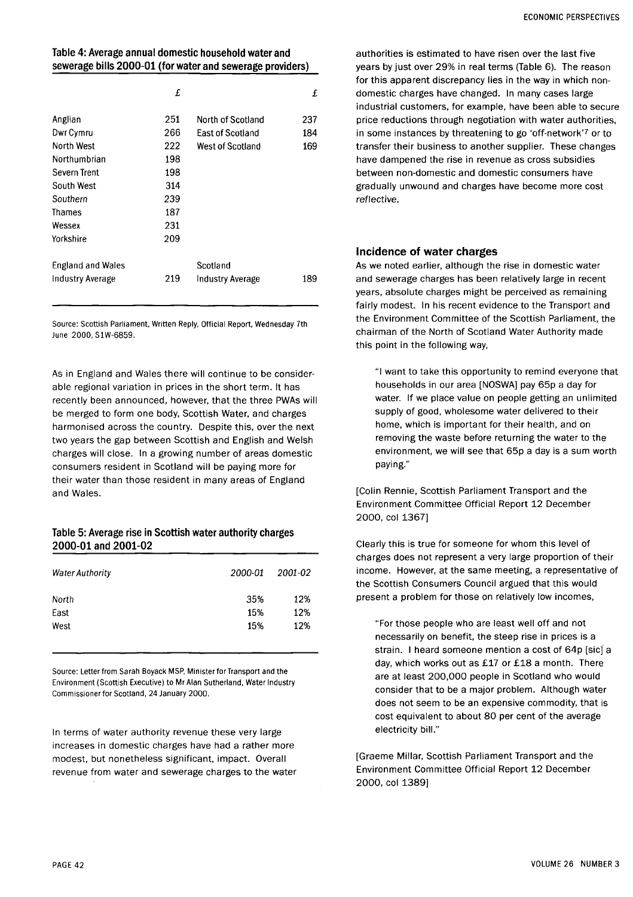**Table 4: Average annual domestic household water and sewerage bills 2000-01 (for water and sewerage providers)**

| | £ | | £ |
|---|---|---|---|
| Anglian | 251 | North of Scotland | 237 |
| Dwr Cymru | 266 | East of Scotland | 184 |
| North West | 222 | West of Scotland | 169 |
| Northumbrian | 198 | | |
| Severn Trent | 198 | | |
| South West | 314 | | |
| Southern | 239 | | |
| Thames | 187 | | |
| Wessex | 231 | | |
| Yorkshire | 209 | | |
| England and Wales Industry Average | 219 | Scotland Industry Average | 189 |

Source: Scottish Parliament, Written Reply, Official Report, Wednesday 7th June 2000, S1W-6859.

As in England and Wales there will continue to be considerable regional variation in prices in the short term. It has recently been announced, however, that the three PWAs will be merged to form one body, Scottish Water, and charges harmonised across the country. Despite this, over the next two years the gap between Scottish and English and Welsh charges will close. In a growing number of areas domestic consumers resident in Scotland will be paying more for their water than those resident in many areas of England and Wales.

**Table 5: Average rise in Scottish water authority charges 2000-01 and 2001-02**

| *Water Authority* | *2000-01* | *2001-02* |
|---|---|---|
| North | 35% | 12% |
| East | 15% | 12% |
| West | 15% | 12% |

Source: Letter from Sarah Boyack MSP, Minister for Transport and the Environment (Scottish Executive) to Mr Alan Sutherland, Water Industry Commissioner for Scotland, 24 January 2000.

In terms of water authority revenue these very large increases in domestic charges have had a rather more modest, but nonetheless significant, impact. Overall revenue from water and sewerage charges to the water authorities is estimated to have risen over the last five years by just over 29% in real terms (Table 6). The reason for this apparent discrepancy lies in the way in which non-domestic charges have changed. In many cases large industrial customers, for example, have been able to secure price reductions through negotiation with water authorities, in some instances by threatening to go 'off-network'[7] or to transfer their business to another supplier. These changes have dampened the rise in revenue as cross subsidies between non-domestic and domestic consumers have gradually unwound and charges have become more cost reflective.

### Incidence of water charges

As we noted earlier, although the rise in domestic water and sewerage charges has been relatively large in recent years, absolute charges might be perceived as remaining fairly modest. In his recent evidence to the Transport and the Environment Committee of the Scottish Parliament, the chairman of the North of Scotland Water Authority made this point in the following way,

> "I want to take this opportunity to remind everyone that households in our area [NOSWA] pay 65p a day for water. If we place value on people getting an unlimited supply of good, wholesome water delivered to their home, which is important for their health, and on removing the waste before returning the water to the environment, we will see that 65p a day is a sum worth paying."

[Colin Rennie, Scottish Parliament Transport and the Environment Committee Official Report 12 December 2000, col 1367]

Clearly this is true for someone for whom this level of charges does not represent a very large proportion of their income. However, at the same meeting, a representative of the Scottish Consumers Council argued that this would present a problem for those on relatively low incomes,

> "For those people who are least well off and not necessarily on benefit, the steep rise in prices is a strain. I heard someone mention a cost of 64p [sic] a day, which works out as £17 or £18 a month. There are at least 200,000 people in Scotland who would consider that to be a major problem. Although water does not seem to be an expensive commodity, that is cost equivalent to about 80 per cent of the average electricity bill."

[Graeme Millar, Scottish Parliament Transport and the Environment Committee Official Report 12 December 2000, col 1389]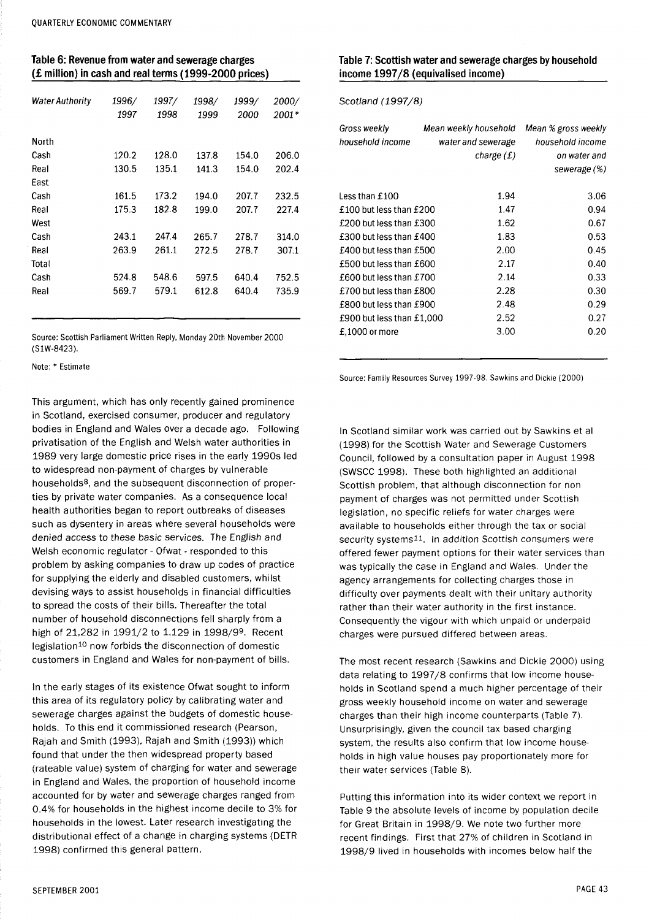## Table 6: Revenue from water and sewerage charges (£ million) in cash and real terms (1999-2000 prices)

| *Water Authority* | *1996/ 1997* | *1997/ 1998* | *1998/ 1999* | *1999/ 2000* | *2000/ 2001\** |
|---|---|---|---|---|---|
| North | | | | | |
| Cash | 120.2 | 128.0 | 137.8 | 154.0 | 206.0 |
| Real | 130.5 | 135.1 | 141.3 | 154.0 | 202.4 |
| East | | | | | |
| Cash | 161.5 | 173.2 | 194.0 | 207.7 | 232.5 |
| Real | 175.3 | 182.8 | 199.0 | 207.7 | 227.4 |
| West | | | | | |
| Cash | 243.1 | 247.4 | 265.7 | 278.7 | 314.0 |
| Real | 263.9 | 261.1 | 272.5 | 278.7 | 307.1 |
| Total | | | | | |
| Cash | 524.8 | 548.6 | 597.5 | 640.4 | 752.5 |
| Real | 569.7 | 579.1 | 612.8 | 640.4 | 735.9 |

Source: Scottish Parliament Written Reply, Monday 20th November 2000 (S1W-8423).

Note: * Estimate

This argument, which has only recently gained prominence in Scotland, exercised consumer, producer and regulatory bodies in England and Wales over a decade ago. Following privatisation of the English and Welsh water authorities in 1989 very large domestic price rises in the early 1990s led to widespread non-payment of charges by vulnerable households[8], and the subsequent disconnection of properties by private water companies. As a consequence local health authorities began to report outbreaks of diseases such as dysentery in areas where several households were denied access to these basic services. The English and Welsh economic regulator - Ofwat - responded to this problem by asking companies to draw up codes of practice for supplying the elderly and disabled customers, whilst devising ways to assist households in financial difficulties to spread the costs of their bills. Thereafter the total number of household disconnections fell sharply from a high of 21,282 in 1991/2 to 1,129 in 1998/9[9]. Recent legislation[10] now forbids the disconnection of domestic customers in England and Wales for non-payment of bills.

In the early stages of its existence Ofwat sought to inform this area of its regulatory policy by calibrating water and sewerage charges against the budgets of domestic households. To this end it commissioned research (Pearson, Rajah and Smith (1993), Rajah and Smith (1993)) which found that under the then widespread property based (rateable value) system of charging for water and sewerage in England and Wales, the proportion of household income accounted for by water and sewerage charges ranged from 0.4% for households in the highest income decile to 3% for households in the lowest. Later research investigating the distributional effect of a change in charging systems (DETR 1998) confirmed this general pattern.

## Table 7: Scottish water and sewerage charges by household income 1997/8 (equivalised income)

*Scotland (1997/8)*

| *Gross weekly household income* | *Mean weekly household water and sewerage charge (£)* | *Mean % gross weekly household income on water and sewerage (%)* |
|---|---|---|
| Less than £100 | 1.94 | 3.06 |
| £100 but less than £200 | 1.47 | 0.94 |
| £200 but less than £300 | 1.62 | 0.67 |
| £300 but less than £400 | 1.83 | 0.53 |
| £400 but less than £500 | 2.00 | 0.45 |
| £500 but less than £600 | 2.17 | 0.40 |
| £600 but less than £700 | 2.14 | 0.33 |
| £700 but less than £800 | 2.28 | 0.30 |
| £800 but less than £900 | 2.48 | 0.29 |
| £900 but less than £1,000 | 2.52 | 0.27 |
| £,1000 or more | 3.00 | 0.20 |

Source: Family Resources Survey 1997-98. Sawkins and Dickie (2000)

In Scotland similar work was carried out by Sawkins et al (1998) for the Scottish Water and Sewerage Customers Council, followed by a consultation paper in August 1998 (SWSCC 1998). These both highlighted an additional Scottish problem, that although disconnection for non payment of charges was not permitted under Scottish legislation, no specific reliefs for water charges were available to households either through the tax or social security systems[11]. In addition Scottish consumers were offered fewer payment options for their water services than was typically the case in England and Wales. Under the agency arrangements for collecting charges those in difficulty over payments dealt with their unitary authority rather than their water authority in the first instance. Consequently the vigour with which unpaid or underpaid charges were pursued differed between areas.

The most recent research (Sawkins and Dickie 2000) using data relating to 1997/8 confirms that low income households in Scotland spend a much higher percentage of their gross weekly household income on water and sewerage charges than their high income counterparts (Table 7). Unsurprisingly, given the council tax based charging system, the results also confirm that low income households in high value houses pay proportionately more for their water services (Table 8).

Putting this information into its wider context we report in Table 9 the absolute levels of income by population decile for Great Britain in 1998/9. We note two further more recent findings. First that 27% of children in Scotland in 1998/9 lived in households with incomes below half the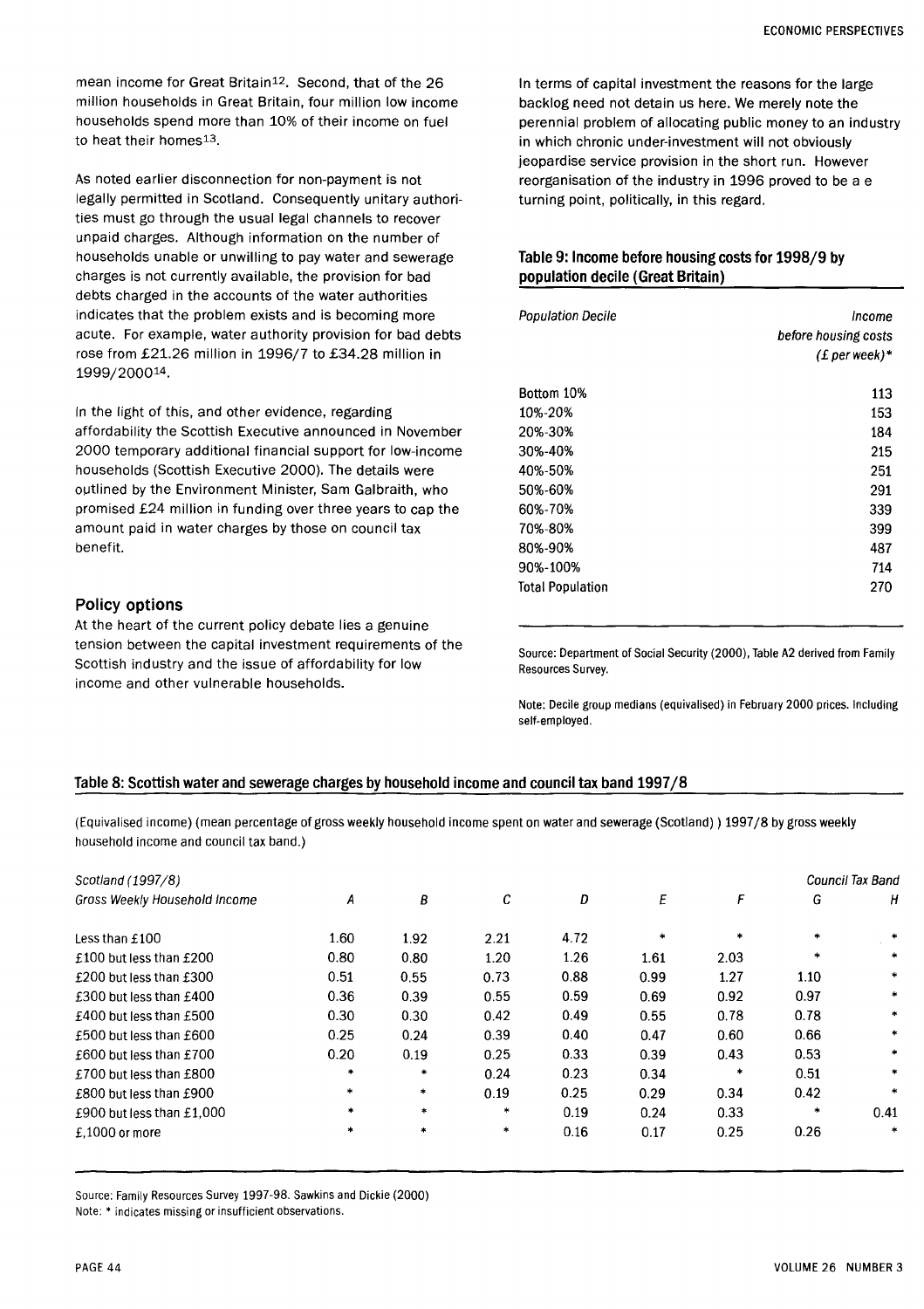mean income for Great Britain[12]. Second, that of the 26 million households in Great Britain, four million low income households spend more than 10% of their income on fuel to heat their homes[13].

As noted earlier disconnection for non-payment is not legally permitted in Scotland. Consequently unitary authorities must go through the usual legal channels to recover unpaid charges. Although information on the number of households unable or unwilling to pay water and sewerage charges is not currently available, the provision for bad debts charged in the accounts of the water authorities indicates that the problem exists and is becoming more acute. For example, water authority provision for bad debts rose from £21.26 million in 1996/7 to £34.28 million in 1999/2000[14].

In the light of this, and other evidence, regarding affordability the Scottish Executive announced in November 2000 temporary additional financial support for low-income households (Scottish Executive 2000). The details were outlined by the Environment Minister, Sam Galbraith, who promised £24 million in funding over three years to cap the amount paid in water charges by those on council tax benefit.

## Policy options

At the heart of the current policy debate lies a genuine tension between the capital investment requirements of the Scottish industry and the issue of affordability for low income and other vulnerable households.

In terms of capital investment the reasons for the large backlog need not detain us here. We merely note the perennial problem of allocating public money to an industry in which chronic under-investment will not obviously jeopardise service provision in the short run. However reorganisation of the industry in 1996 proved to be a e turning point, politically, in this regard.

**Table 9: Income before housing costs for 1998/9 by population decile (Great Britain)**

| *Population Decile* | *Income before housing costs (£ per week)** |
|---|---|
| Bottom 10% | 113 |
| 10%-20% | 153 |
| 20%-30% | 184 |
| 30%-40% | 215 |
| 40%-50% | 251 |
| 50%-60% | 291 |
| 60%-70% | 339 |
| 70%-80% | 399 |
| 80%-90% | 487 |
| 90%-100% | 714 |
| Total Population | 270 |

Source: Department of Social Security (2000), Table A2 derived from Family Resources Survey.

Note: Decile group medians (equivalised) in February 2000 prices. Including self-employed.

**Table 8: Scottish water and sewerage charges by household income and council tax band 1997/8**

(Equivalised income) (mean percentage of gross weekly household income spent on water and sewerage (Scotland) ) 1997/8 by gross weekly household income and council tax band.)

| *Scotland (1997/8)* | | | | | | | *Council Tax Band* | |
|---|---|---|---|---|---|---|---|---|
| *Gross Weekly Household Income* | *A* | *B* | *C* | *D* | *E* | *F* | *G* | *H* |
| Less than £100 | 1.60 | 1.92 | 2.21 | 4.72 | * | * | * | * |
| £100 but less than £200 | 0.80 | 0.80 | 1.20 | 1.26 | 1.61 | 2.03 | * | * |
| £200 but less than £300 | 0.51 | 0.55 | 0.73 | 0.88 | 0.99 | 1.27 | 1.10 | * |
| £300 but less than £400 | 0.36 | 0.39 | 0.55 | 0.59 | 0.69 | 0.92 | 0.97 | * |
| £400 but less than £500 | 0.30 | 0.30 | 0.42 | 0.49 | 0.55 | 0.78 | 0.78 | * |
| £500 but less than £600 | 0.25 | 0.24 | 0.39 | 0.40 | 0.47 | 0.60 | 0.66 | * |
| £600 but less than £700 | 0.20 | 0.19 | 0.25 | 0.33 | 0.39 | 0.43 | 0.53 | * |
| £700 but less than £800 | * | * | 0.24 | 0.23 | 0.34 | * | 0.51 | * |
| £800 but less than £900 | * | * | 0.19 | 0.25 | 0.29 | 0.34 | 0.42 | * |
| £900 but less than £1,000 | * | * | * | 0.19 | 0.24 | 0.33 | * | 0.41 |
| £,1000 or more | * | * | * | 0.16 | 0.17 | 0.25 | 0.26 | * |

Source: Family Resources Survey 1997-98. Sawkins and Dickie (2000)
Note: * indicates missing or insufficient observations.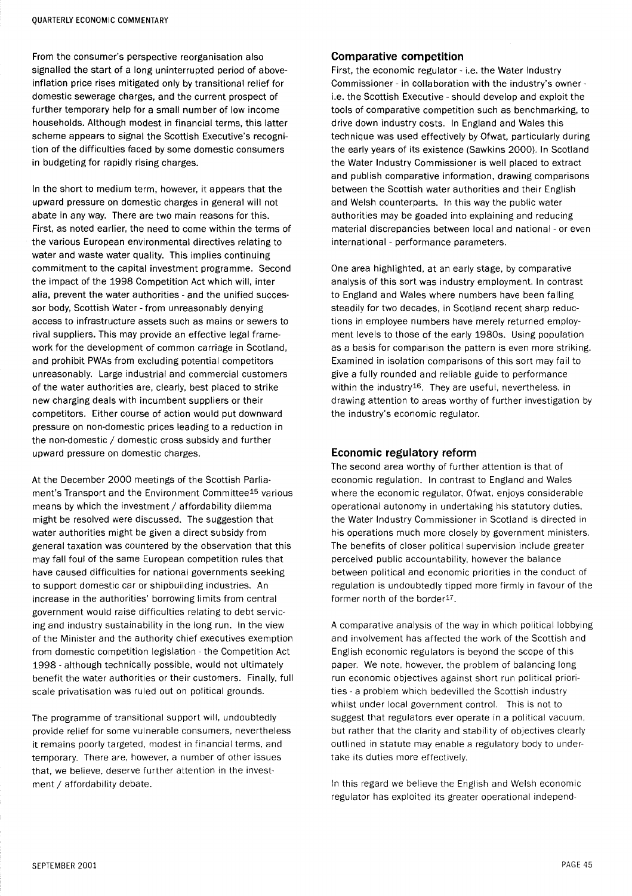From the consumer's perspective reorganisation also signalled the start of a long uninterrupted period of above-inflation price rises mitigated only by transitional relief for domestic sewerage charges, and the current prospect of further temporary help for a small number of low income households. Although modest in financial terms, this latter scheme appears to signal the Scottish Executive's recognition of the difficulties faced by some domestic consumers in budgeting for rapidly rising charges.

In the short to medium term, however, it appears that the upward pressure on domestic charges in general will not abate in any way. There are two main reasons for this. First, as noted earlier, the need to come within the terms of the various European environmental directives relating to water and waste water quality. This implies continuing commitment to the capital investment programme. Second the impact of the 1998 Competition Act which will, inter alia, prevent the water authorities - and the unified successor body, Scottish Water - from unreasonably denying access to infrastructure assets such as mains or sewers to rival suppliers. This may provide an effective legal framework for the development of common carriage in Scotland, and prohibit PWAs from excluding potential competitors unreasonably. Large industrial and commercial customers of the water authorities are, clearly, best placed to strike new charging deals with incumbent suppliers or their competitors. Either course of action would put downward pressure on non-domestic prices leading to a reduction in the non-domestic / domestic cross subsidy and further upward pressure on domestic charges.

At the December 2000 meetings of the Scottish Parliament's Transport and the Environment Committee[15] various means by which the investment / affordability dilemma might be resolved were discussed. The suggestion that water authorities might be given a direct subsidy from general taxation was countered by the observation that this may fall foul of the same European competition rules that have caused difficulties for national governments seeking to support domestic car or shipbuilding industries. An increase in the authorities' borrowing limits from central government would raise difficulties relating to debt servicing and industry sustainability in the long run. In the view of the Minister and the authority chief executives exemption from domestic competition legislation - the Competition Act 1998 - although technically possible, would not ultimately benefit the water authorities or their customers. Finally, full scale privatisation was ruled out on political grounds.

The programme of transitional support will, undoubtedly provide relief for some vulnerable consumers, nevertheless it remains poorly targeted, modest in financial terms, and temporary. There are, however, a number of other issues that, we believe, deserve further attention in the investment / affordability debate.

## Comparative competition

First, the economic regulator - i.e. the Water Industry Commissioner - in collaboration with the industry's owner - i.e. the Scottish Executive - should develop and exploit the tools of comparative competition such as benchmarking, to drive down industry costs. In England and Wales this technique was used effectively by Ofwat, particularly during the early years of its existence (Sawkins 2000). In Scotland the Water Industry Commissioner is well placed to extract and publish comparative information, drawing comparisons between the Scottish water authorities and their English and Welsh counterparts. In this way the public water authorities may be goaded into explaining and reducing material discrepancies between local and national - or even international - performance parameters.

One area highlighted, at an early stage, by comparative analysis of this sort was industry employment. In contrast to England and Wales where numbers have been falling steadily for two decades, in Scotland recent sharp reductions in employee numbers have merely returned employment levels to those of the early 1980s. Using population as a basis for comparison the pattern is even more striking. Examined in isolation comparisons of this sort may fail to give a fully rounded and reliable guide to performance within the industry[16]. They are useful, nevertheless, in drawing attention to areas worthy of further investigation by the industry's economic regulator.

## Economic regulatory reform

The second area worthy of further attention is that of economic regulation. In contrast to England and Wales where the economic regulator, Ofwat, enjoys considerable operational autonomy in undertaking his statutory duties, the Water Industry Commissioner in Scotland is directed in his operations much more closely by government ministers. The benefits of closer political supervision include greater perceived public accountability, however the balance between political and economic priorities in the conduct of regulation is undoubtedly tipped more firmly in favour of the former north of the border[17].

A comparative analysis of the way in which political lobbying and involvement has affected the work of the Scottish and English economic regulators is beyond the scope of this paper. We note, however, the problem of balancing long run economic objectives against short run political priorities - a problem which bedevilled the Scottish industry whilst under local government control. This is not to suggest that regulators ever operate in a political vacuum, but rather that the clarity and stability of objectives clearly outlined in statute may enable a regulatory body to undertake its duties more effectively.

In this regard we believe the English and Welsh economic regulator has exploited its greater operational independ-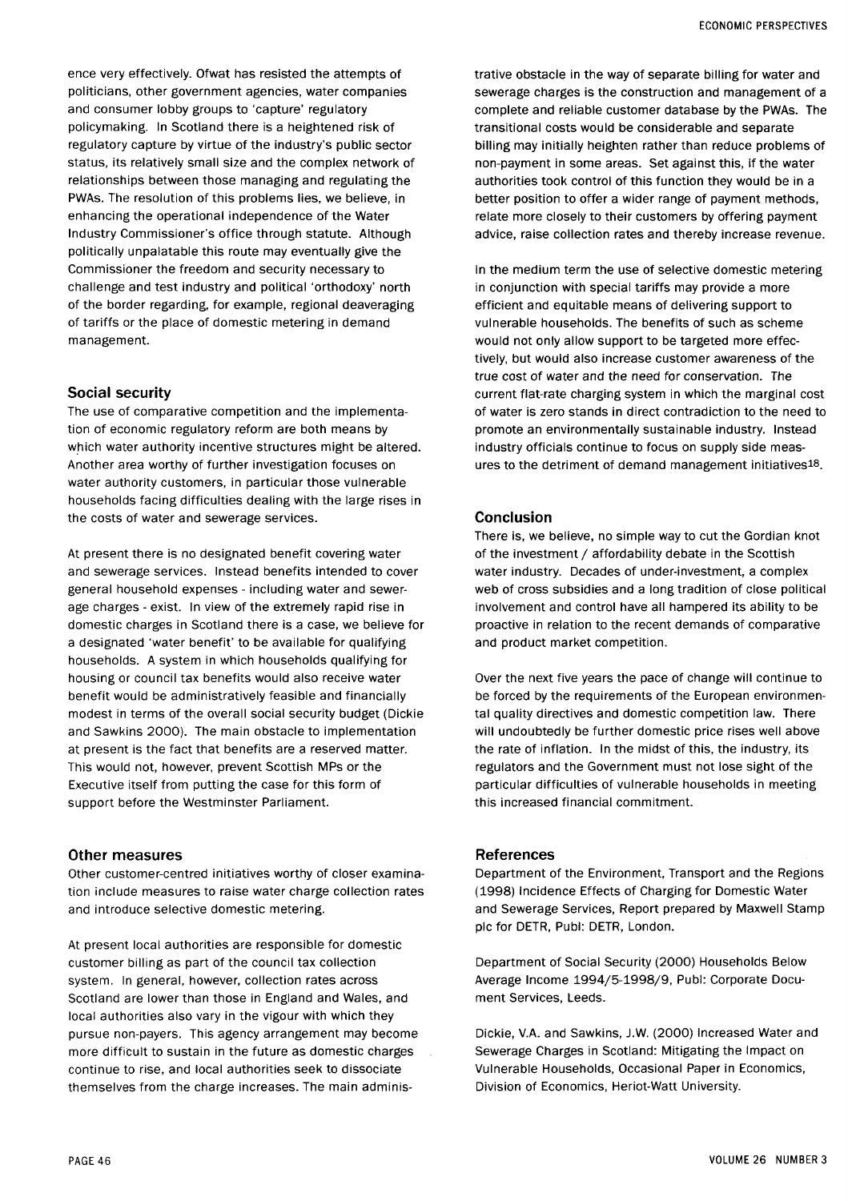ence very effectively. Ofwat has resisted the attempts of politicians, other government agencies, water companies and consumer lobby groups to 'capture' regulatory policymaking. In Scotland there is a heightened risk of regulatory capture by virtue of the industry's public sector status, its relatively small size and the complex network of relationships between those managing and regulating the PWAs. The resolution of this problems lies, we believe, in enhancing the operational independence of the Water Industry Commissioner's office through statute. Although politically unpalatable this route may eventually give the Commissioner the freedom and security necessary to challenge and test industry and political 'orthodoxy' north of the border regarding, for example, regional deaveraging of tariffs or the place of domestic metering in demand management.

## Social security

The use of comparative competition and the implementation of economic regulatory reform are both means by which water authority incentive structures might be altered. Another area worthy of further investigation focuses on water authority customers, in particular those vulnerable households facing difficulties dealing with the large rises in the costs of water and sewerage services.

At present there is no designated benefit covering water and sewerage services. Instead benefits intended to cover general household expenses - including water and sewerage charges - exist. In view of the extremely rapid rise in domestic charges in Scotland there is a case, we believe for a designated 'water benefit' to be available for qualifying households. A system in which households qualifying for housing or council tax benefits would also receive water benefit would be administratively feasible and financially modest in terms of the overall social security budget (Dickie and Sawkins 2000). The main obstacle to implementation at present is the fact that benefits are a reserved matter. This would not, however, prevent Scottish MPs or the Executive itself from putting the case for this form of support before the Westminster Parliament.

## Other measures

Other customer-centred initiatives worthy of closer examination include measures to raise water charge collection rates and introduce selective domestic metering.

At present local authorities are responsible for domestic customer billing as part of the council tax collection system. In general, however, collection rates across Scotland are lower than those in England and Wales, and local authorities also vary in the vigour with which they pursue non-payers. This agency arrangement may become more difficult to sustain in the future as domestic charges continue to rise, and local authorities seek to dissociate themselves from the charge increases. The main administrative obstacle in the way of separate billing for water and sewerage charges is the construction and management of a complete and reliable customer database by the PWAs. The transitional costs would be considerable and separate billing may initially heighten rather than reduce problems of non-payment in some areas. Set against this, if the water authorities took control of this function they would be in a better position to offer a wider range of payment methods, relate more closely to their customers by offering payment advice, raise collection rates and thereby increase revenue.

In the medium term the use of selective domestic metering in conjunction with special tariffs may provide a more efficient and equitable means of delivering support to vulnerable households. The benefits of such as scheme would not only allow support to be targeted more effectively, but would also increase customer awareness of the true cost of water and the need for conservation. The current flat-rate charging system in which the marginal cost of water is zero stands in direct contradiction to the need to promote an environmentally sustainable industry. Instead industry officials continue to focus on supply side measures to the detriment of demand management initiatives[18].

## Conclusion

There is, we believe, no simple way to cut the Gordian knot of the investment / affordability debate in the Scottish water industry. Decades of under-investment, a complex web of cross subsidies and a long tradition of close political involvement and control have all hampered its ability to be proactive in relation to the recent demands of comparative and product market competition.

Over the next five years the pace of change will continue to be forced by the requirements of the European environmental quality directives and domestic competition law. There will undoubtedly be further domestic price rises well above the rate of inflation. In the midst of this, the industry, its regulators and the Government must not lose sight of the particular difficulties of vulnerable households in meeting this increased financial commitment.

## References

Department of the Environment, Transport and the Regions (1998) Incidence Effects of Charging for Domestic Water and Sewerage Services, Report prepared by Maxwell Stamp plc for DETR, Publ: DETR, London.

Department of Social Security (2000) Households Below Average Income 1994/5-1998/9, Publ: Corporate Document Services, Leeds.

Dickie, V.A. and Sawkins, J.W. (2000) Increased Water and Sewerage Charges in Scotland: Mitigating the Impact on Vulnerable Households, Occasional Paper in Economics, Division of Economics, Heriot-Watt University.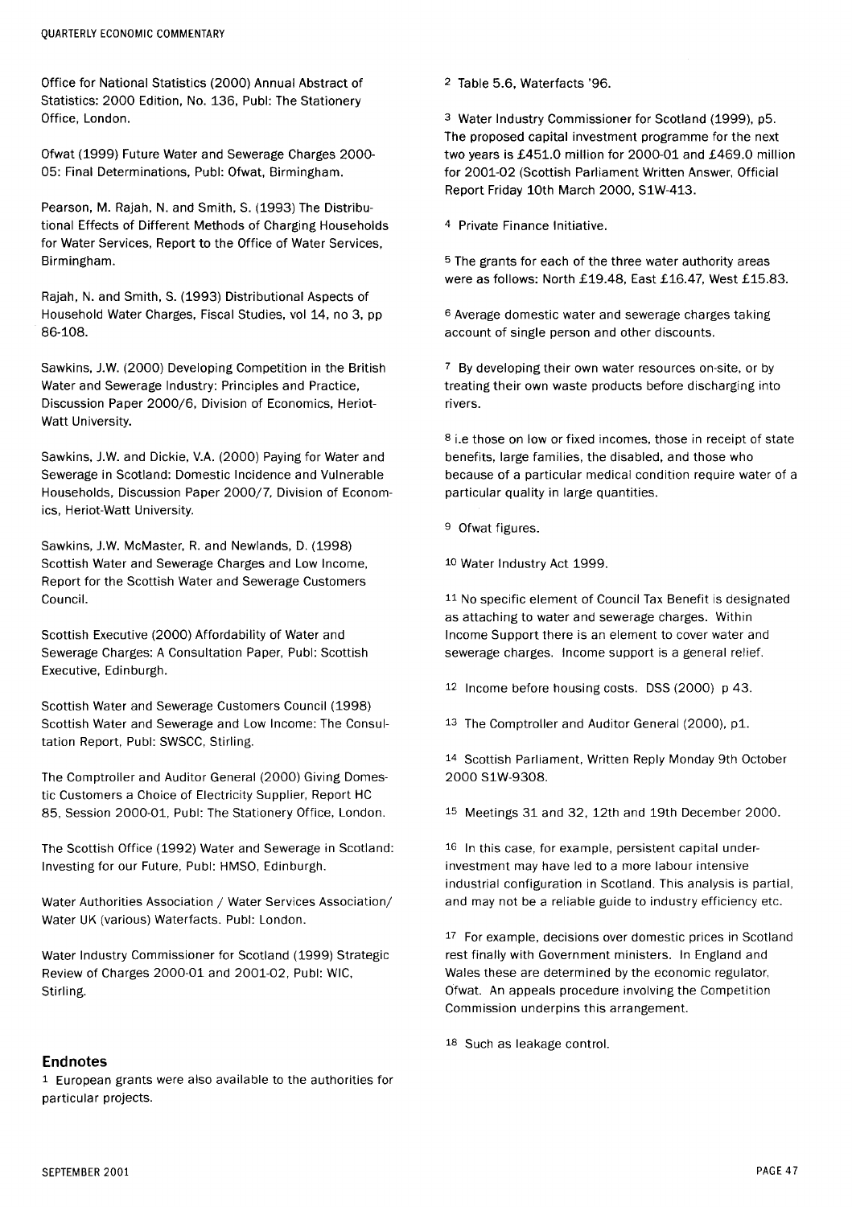Office for National Statistics (2000) Annual Abstract of Statistics: 2000 Edition, No. 136, Publ: The Stationery Office, London.

Ofwat (1999) Future Water and Sewerage Charges 2000-05: Final Determinations, Publ: Ofwat, Birmingham.

Pearson, M. Rajah, N. and Smith, S. (1993) The Distributional Effects of Different Methods of Charging Households for Water Services, Report to the Office of Water Services, Birmingham.

Rajah, N. and Smith, S. (1993) Distributional Aspects of Household Water Charges, Fiscal Studies, vol 14, no 3, pp 86-108.

Sawkins, J.W. (2000) Developing Competition in the British Water and Sewerage Industry: Principles and Practice, Discussion Paper 2000/6, Division of Economics, Heriot-Watt University.

Sawkins, J.W. and Dickie, V.A. (2000) Paying for Water and Sewerage in Scotland: Domestic Incidence and Vulnerable Households, Discussion Paper 2000/7, Division of Economics, Heriot-Watt University.

Sawkins, J.W. McMaster, R. and Newlands, D. (1998) Scottish Water and Sewerage Charges and Low Income, Report for the Scottish Water and Sewerage Customers Council.

Scottish Executive (2000) Affordability of Water and Sewerage Charges: A Consultation Paper, Publ: Scottish Executive, Edinburgh.

Scottish Water and Sewerage Customers Council (1998) Scottish Water and Sewerage and Low Income: The Consultation Report, Publ: SWSCC, Stirling.

The Comptroller and Auditor General (2000) Giving Domestic Customers a Choice of Electricity Supplier, Report HC 85, Session 2000-01, Publ: The Stationery Office, London.

The Scottish Office (1992) Water and Sewerage in Scotland: Investing for our Future, Publ: HMSO, Edinburgh.

Water Authorities Association / Water Services Association/ Water UK (various) Waterfacts. Publ: London.

Water Industry Commissioner for Scotland (1999) Strategic Review of Charges 2000-01 and 2001-02, Publ: WIC, Stirling.

## Endnotes

[1] European grants were also available to the authorities for particular projects.

[2] Table 5.6, Waterfacts '96.

[3] Water Industry Commissioner for Scotland (1999), p5. The proposed capital investment programme for the next two years is £451.0 million for 2000-01 and £469.0 million for 2001-02 (Scottish Parliament Written Answer, Official Report Friday 10th March 2000, S1W-413.

[4] Private Finance Initiative.

[5] The grants for each of the three water authority areas were as follows: North £19.48, East £16.47, West £15.83.

[6] Average domestic water and sewerage charges taking account of single person and other discounts.

[7] By developing their own water resources on-site, or by treating their own waste products before discharging into rivers.

[8] i.e those on low or fixed incomes, those in receipt of state benefits, large families, the disabled, and those who because of a particular medical condition require water of a particular quality in large quantities.

[9] Ofwat figures.

[10] Water Industry Act 1999.

[11] No specific element of Council Tax Benefit is designated as attaching to water and sewerage charges. Within Income Support there is an element to cover water and sewerage charges. Income support is a general relief.

[12] Income before housing costs. DSS (2000) p 43.

[13] The Comptroller and Auditor General (2000), p1.

[14] Scottish Parliament, Written Reply Monday 9th October 2000 S1W-9308.

[15] Meetings 31 and 32, 12th and 19th December 2000.

[16] In this case, for example, persistent capital under-investment may have led to a more labour intensive industrial configuration in Scotland. This analysis is partial, and may not be a reliable guide to industry efficiency etc.

[17] For example, decisions over domestic prices in Scotland rest finally with Government ministers. In England and Wales these are determined by the economic regulator, Ofwat. An appeals procedure involving the Competition Commission underpins this arrangement.

[18] Such as leakage control.